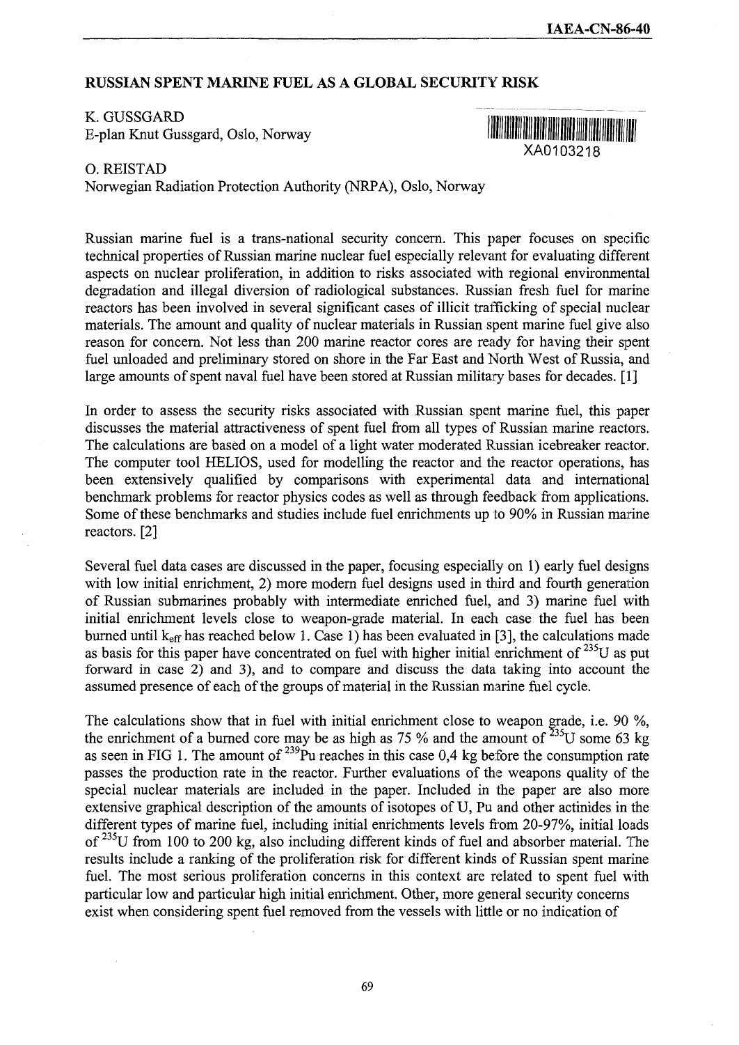# RUSSIAN SPENT MARINE FUEL AS A GLOBAL SECURITY RISK

K. GUSSGARD
E-plan Knut Gussgard, Oslo, Norway

O. REISTAD
Norwegian Radiation Protection Authority (NRPA), Oslo, Norway

Russian marine fuel is a trans-national security concern. This paper focuses on specific technical properties of Russian marine nuclear fuel especially relevant for evaluating different aspects on nuclear proliferation, in addition to risks associated with regional environmental degradation and illegal diversion of radiological substances. Russian fresh fuel for marine reactors has been involved in several significant cases of illicit trafficking of special nuclear materials. The amount and quality of nuclear materials in Russian spent marine fuel give also reason for concern. Not less than 200 marine reactor cores are ready for having their spent fuel unloaded and preliminary stored on shore in the Far East and North West of Russia, and large amounts of spent naval fuel have been stored at Russian military bases for decades. [1]

In order to assess the security risks associated with Russian spent marine fuel, this paper discusses the material attractiveness of spent fuel from all types of Russian marine reactors. The calculations are based on a model of a light water moderated Russian icebreaker reactor. The computer tool HELIOS, used for modelling the reactor and the reactor operations, has been extensively qualified by comparisons with experimental data and international benchmark problems for reactor physics codes as well as through feedback from applications. Some of these benchmarks and studies include fuel enrichments up to 90% in Russian marine reactors. [2]

Several fuel data cases are discussed in the paper, focusing especially on 1) early fuel designs with low initial enrichment, 2) more modern fuel designs used in third and fourth generation of Russian submarines probably with intermediate enriched fuel, and 3) marine fuel with initial enrichment levels close to weapon-grade material. In each case the fuel has been burned until $k_{eff}$ has reached below 1. Case 1) has been evaluated in [3], the calculations made as basis for this paper have concentrated on fuel with higher initial enrichment of $^{235}U$ as put forward in case 2) and 3), and to compare and discuss the data taking into account the assumed presence of each of the groups of material in the Russian marine fuel cycle.

The calculations show that in fuel with initial enrichment close to weapon grade, i.e. 90 %, the enrichment of a burned core may be as high as 75 % and the amount of $^{235}U$ some 63 kg as seen in FIG 1. The amount of $^{239}Pu$ reaches in this case 0,4 kg before the consumption rate passes the production rate in the reactor. Further evaluations of the weapons quality of the special nuclear materials are included in the paper. Included in the paper are also more extensive graphical description of the amounts of isotopes of U, Pu and other actinides in the different types of marine fuel, including initial enrichments levels from 20-97%, initial loads of $^{235}U$ from 100 to 200 kg, also including different kinds of fuel and absorber material. The results include a ranking of the proliferation risk for different kinds of Russian spent marine fuel. The most serious proliferation concerns in this context are related to spent fuel with particular low and particular high initial enrichment. Other, more general security concerns exist when considering spent fuel removed from the vessels with little or no indication of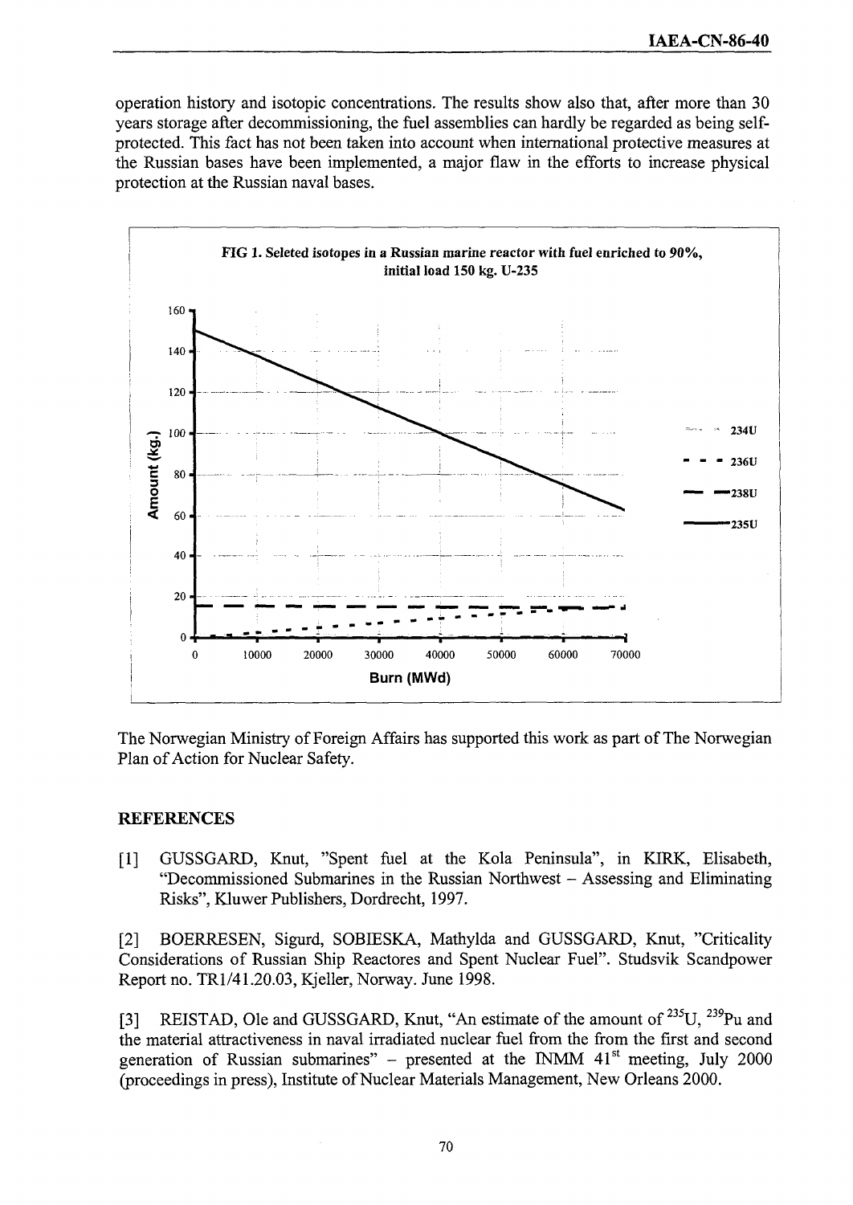operation history and isotopic concentrations. The results show also that, after more than 30 years storage after decommissioning, the fuel assemblies can hardly be regarded as being self-protected. This fact has not been taken into account when international protective measures at the Russian bases have been implemented, a major flaw in the efforts to increase physical protection at the Russian naval bases.

**FIG 1. Seleted isotopes in a Russian marine reactor with fuel enriched to 90%, initial load 150 kg. U-235**

160
140
120
100
80
60
40
20
0

Amount (kg.)

0
10000
20000
30000
40000
50000
60000
70000

Burn (MWd)

234U
236U
238U
235U

The Norwegian Ministry of Foreign Affairs has supported this work as part of The Norwegian Plan of Action for Nuclear Safety.

## REFERENCES

[1] GUSSGARD, Knut, "Spent fuel at the Kola Peninsula", in KIRK, Elisabeth, "Decommissioned Submarines in the Russian Northwest – Assessing and Eliminating Risks", Kluwer Publishers, Dordrecht, 1997.

[2] BOERRESEN, Sigurd, SOBIESKA, Mathylda and GUSSGARD, Knut, "Criticality Considerations of Russian Ship Reactores and Spent Nuclear Fuel". Studsvik Scandpower Report no. TR1/41.20.03, Kjeller, Norway. June 1998.

[3] REISTAD, Ole and GUSSGARD, Knut, "An estimate of the amount of $^{235}$U, $^{239}$Pu and the material attractiveness in naval irradiated nuclear fuel from the from the first and second generation of Russian submarines" – presented at the INMM 41$^{st}$ meeting, July 2000 (proceedings in press), Institute of Nuclear Materials Management, New Orleans 2000.